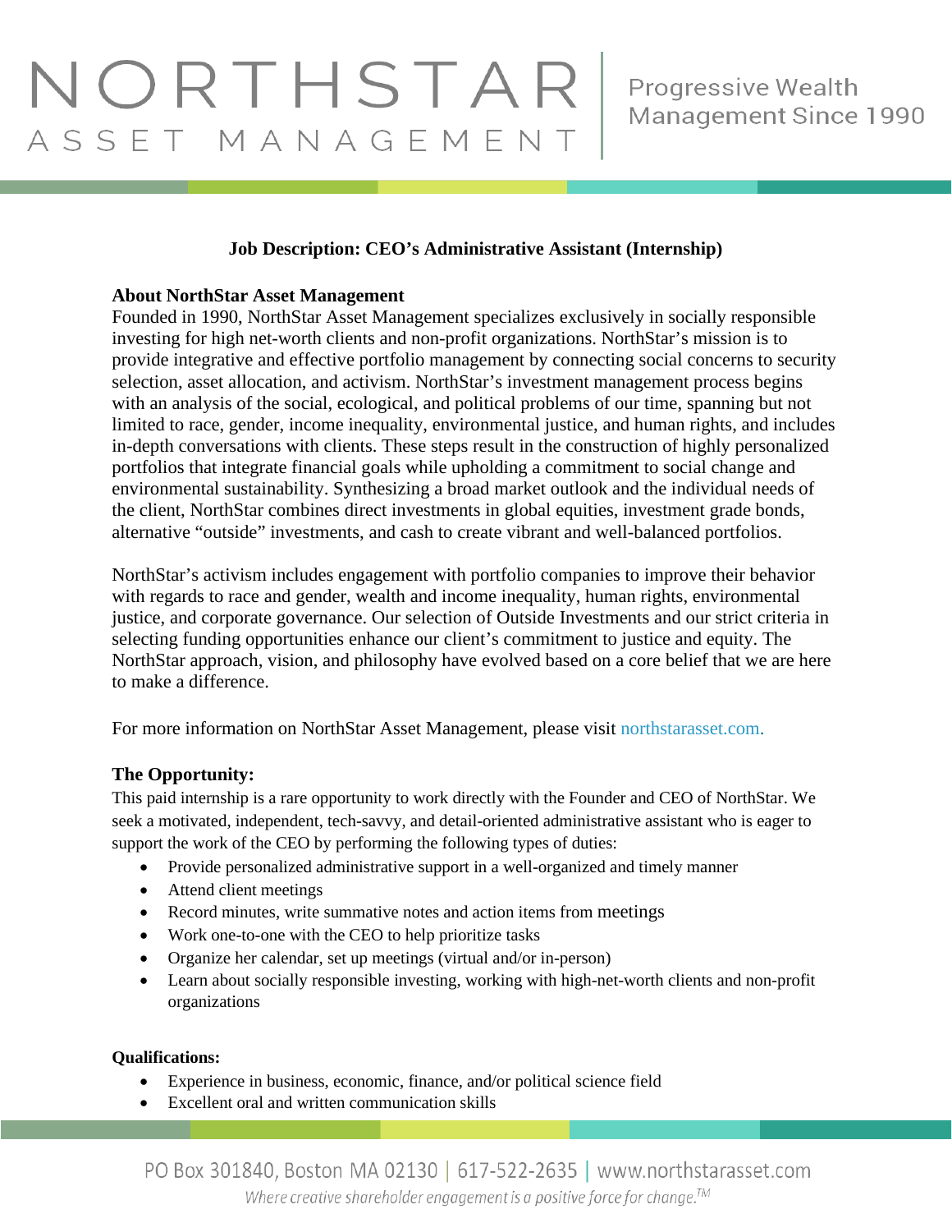# NORTHSTAR ASSET MANAGEMENT

Progressive Wealth Management Since 1990

## Job Description: CEO's Administrative Assistant (Internship)

### About NorthStar Asset Management

Founded in 1990, NorthStar Asset Management specializes exclusively in socially responsible investing for high net-worth clients and non-profit organizations. NorthStar's mission is to provide integrative and effective portfolio management by connecting social concerns to security selection, asset allocation, and activism. NorthStar's investment management process begins with an analysis of the social, ecological, and political problems of our time, spanning but not limited to race, gender, income inequality, environmental justice, and human rights, and includes in-depth conversations with clients. These steps result in the construction of highly personalized portfolios that integrate financial goals while upholding a commitment to social change and environmental sustainability. Synthesizing a broad market outlook and the individual needs of the client, NorthStar combines direct investments in global equities, investment grade bonds, alternative "outside" investments, and cash to create vibrant and well-balanced portfolios.

NorthStar's activism includes engagement with portfolio companies to improve their behavior with regards to race and gender, wealth and income inequality, human rights, environmental justice, and corporate governance. Our selection of Outside Investments and our strict criteria in selecting funding opportunities enhance our client's commitment to justice and equity. The NorthStar approach, vision, and philosophy have evolved based on a core belief that we are here to make a difference.

For more information on NorthStar Asset Management, please visit northstarasset.com.

### The Opportunity:

This paid internship is a rare opportunity to work directly with the Founder and CEO of NorthStar. We seek a motivated, independent, tech-savvy, and detail-oriented administrative assistant who is eager to support the work of the CEO by performing the following types of duties:

- Provide personalized administrative support in a well-organized and timely manner
- Attend client meetings
- Record minutes, write summative notes and action items from meetings
- Work one-to-one with the CEO to help prioritize tasks
- Organize her calendar, set up meetings (virtual and/or in-person)
- Learn about socially responsible investing, working with high-net-worth clients and non-profit organizations

### Qualifications:

- Experience in business, economic, finance, and/or political science field
- Excellent oral and written communication skills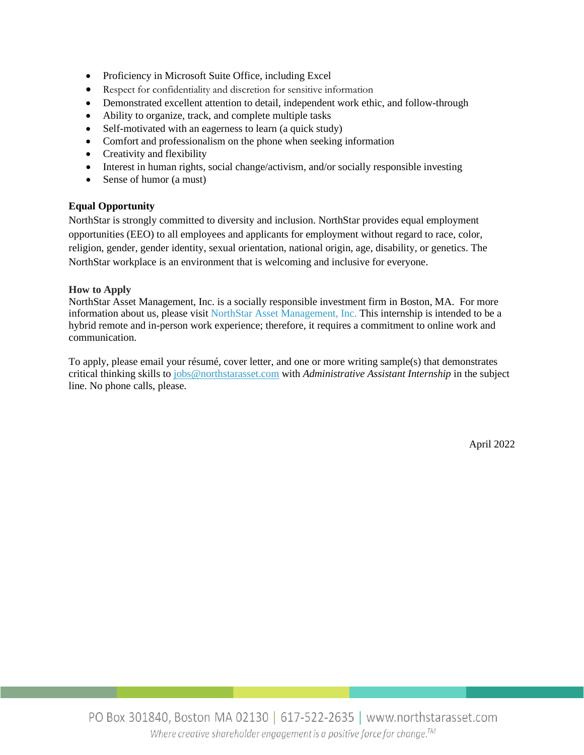- Proficiency in Microsoft Suite Office, including Excel
- Respect for confidentiality and discretion for sensitive information
- Demonstrated excellent attention to detail, independent work ethic, and follow-through
- Ability to organize, track, and complete multiple tasks
- Self-motivated with an eagerness to learn (a quick study)
- Comfort and professionalism on the phone when seeking information
- Creativity and flexibility
- Interest in human rights, social change/activism, and/or socially responsible investing
- Sense of humor (a must)

**Equal Opportunity**

NorthStar is strongly committed to diversity and inclusion. NorthStar provides equal employment opportunities (EEO) to all employees and applicants for employment without regard to race, color, religion, gender, gender identity, sexual orientation, national origin, age, disability, or genetics. The NorthStar workplace is an environment that is welcoming and inclusive for everyone.

**How to Apply**

NorthStar Asset Management, Inc. is a socially responsible investment firm in Boston, MA. For more information about us, please visit NorthStar Asset Management, Inc. This internship is intended to be a hybrid remote and in-person work experience; therefore, it requires a commitment to online work and communication.

To apply, please email your résumé, cover letter, and one or more writing sample(s) that demonstrates critical thinking skills to jobs@northstarasset.com with *Administrative Assistant Internship* in the subject line. No phone calls, please.

April 2022

PO Box 301840, Boston MA 02130 | 617-522-2635 | www.northstarasset.com

*Where creative shareholder engagement is a positive force for change.™*